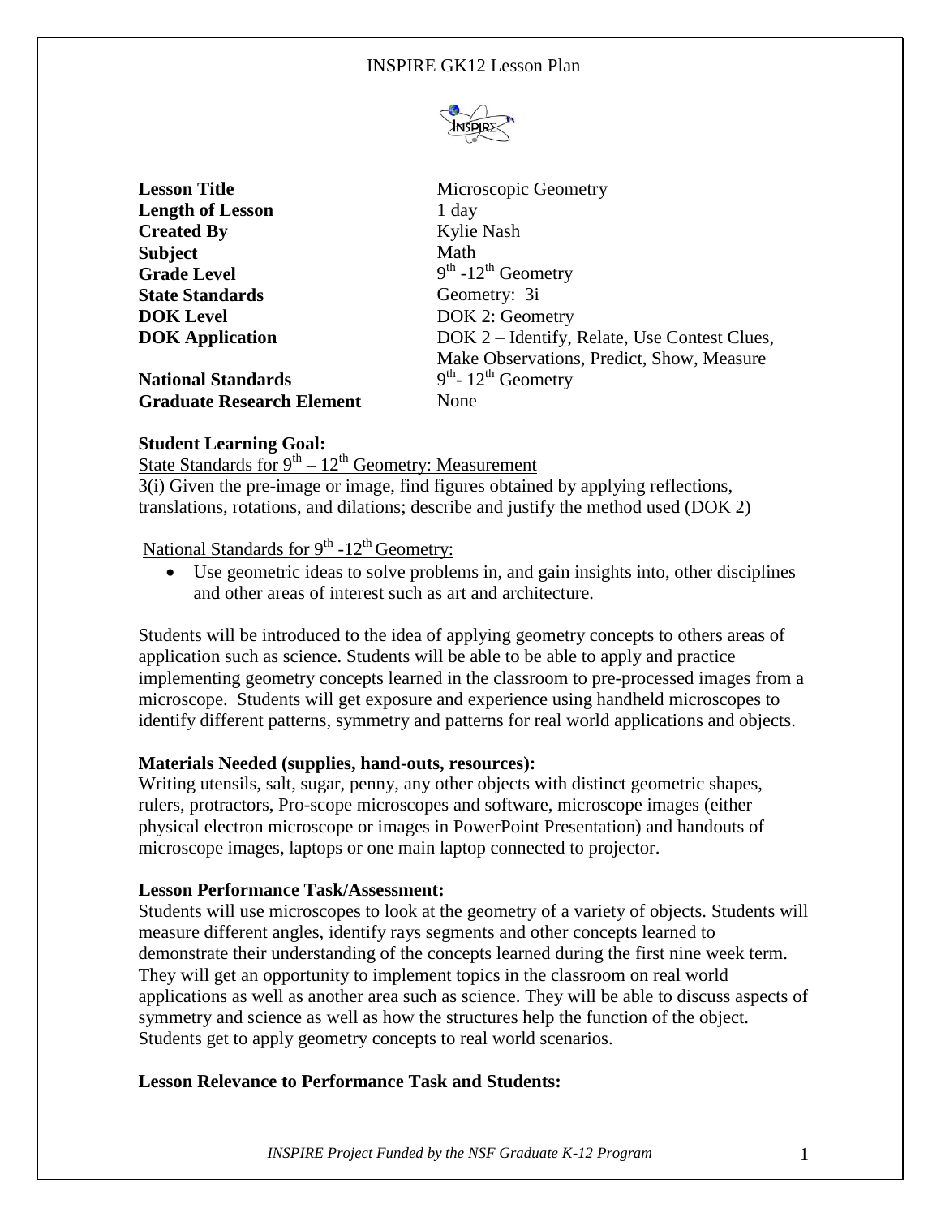# INSPIRE GK12 Lesson Plan

| | |
|---|---|
| **Lesson Title** | Microscopic Geometry |
| **Length of Lesson** | 1 day |
| **Created By** | Kylie Nash |
| **Subject** | Math |
| **Grade Level** | 9th -12th Geometry |
| **State Standards** | Geometry: 3i |
| **DOK Level** | DOK 2: Geometry |
| **DOK Application** | DOK 2 – Identify, Relate, Use Contest Clues, Make Observations, Predict, Show, Measure |
| **National Standards** | 9th- 12th Geometry |
| **Graduate Research Element** | None |

**Student Learning Goal:**

State Standards for 9th – 12th Geometry: Measurement

3(i) Given the pre-image or image, find figures obtained by applying reflections, translations, rotations, and dilations; describe and justify the method used (DOK 2)

National Standards for 9th -12th Geometry:

- Use geometric ideas to solve problems in, and gain insights into, other disciplines and other areas of interest such as art and architecture.

Students will be introduced to the idea of applying geometry concepts to others areas of application such as science. Students will be able to be able to apply and practice implementing geometry concepts learned in the classroom to pre-processed images from a microscope. Students will get exposure and experience using handheld microscopes to identify different patterns, symmetry and patterns for real world applications and objects.

**Materials Needed (supplies, hand-outs, resources):**

Writing utensils, salt, sugar, penny, any other objects with distinct geometric shapes, rulers, protractors, Pro-scope microscopes and software, microscope images (either physical electron microscope or images in PowerPoint Presentation) and handouts of microscope images, laptops or one main laptop connected to projector.

**Lesson Performance Task/Assessment:**

Students will use microscopes to look at the geometry of a variety of objects. Students will measure different angles, identify rays segments and other concepts learned to demonstrate their understanding of the concepts learned during the first nine week term. They will get an opportunity to implement topics in the classroom on real world applications as well as another area such as science. They will be able to discuss aspects of symmetry and science as well as how the structures help the function of the object. Students get to apply geometry concepts to real world scenarios.

**Lesson Relevance to Performance Task and Students:**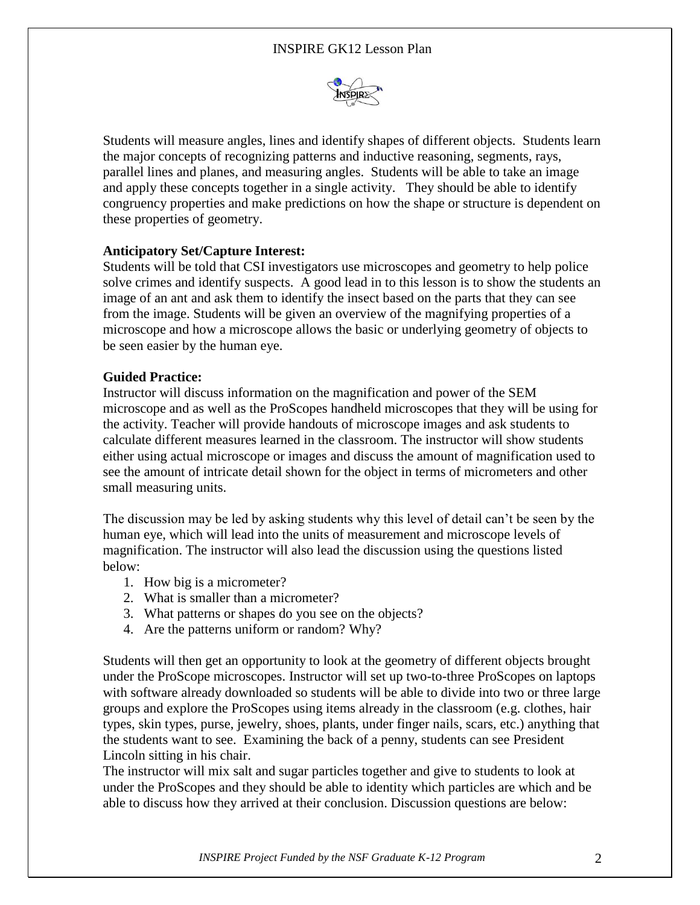Students will measure angles, lines and identify shapes of different objects. Students learn the major concepts of recognizing patterns and inductive reasoning, segments, rays, parallel lines and planes, and measuring angles. Students will be able to take an image and apply these concepts together in a single activity. They should be able to identify congruency properties and make predictions on how the shape or structure is dependent on these properties of geometry.

**Anticipatory Set/Capture Interest:**
Students will be told that CSI investigators use microscopes and geometry to help police solve crimes and identify suspects. A good lead in to this lesson is to show the students an image of an ant and ask them to identify the insect based on the parts that they can see from the image. Students will be given an overview of the magnifying properties of a microscope and how a microscope allows the basic or underlying geometry of objects to be seen easier by the human eye.

**Guided Practice:**
Instructor will discuss information on the magnification and power of the SEM microscope and as well as the ProScopes handheld microscopes that they will be using for the activity. Teacher will provide handouts of microscope images and ask students to calculate different measures learned in the classroom. The instructor will show students either using actual microscope or images and discuss the amount of magnification used to see the amount of intricate detail shown for the object in terms of micrometers and other small measuring units.

The discussion may be led by asking students why this level of detail can't be seen by the human eye, which will lead into the units of measurement and microscope levels of magnification. The instructor will also lead the discussion using the questions listed below:

1. How big is a micrometer?
2. What is smaller than a micrometer?
3. What patterns or shapes do you see on the objects?
4. Are the patterns uniform or random? Why?

Students will then get an opportunity to look at the geometry of different objects brought under the ProScope microscopes. Instructor will set up two-to-three ProScopes on laptops with software already downloaded so students will be able to divide into two or three large groups and explore the ProScopes using items already in the classroom (e.g. clothes, hair types, skin types, purse, jewelry, shoes, plants, under finger nails, scars, etc.) anything that the students want to see. Examining the back of a penny, students can see President Lincoln sitting in his chair.
The instructor will mix salt and sugar particles together and give to students to look at under the ProScopes and they should be able to identity which particles are which and be able to discuss how they arrived at their conclusion. Discussion questions are below: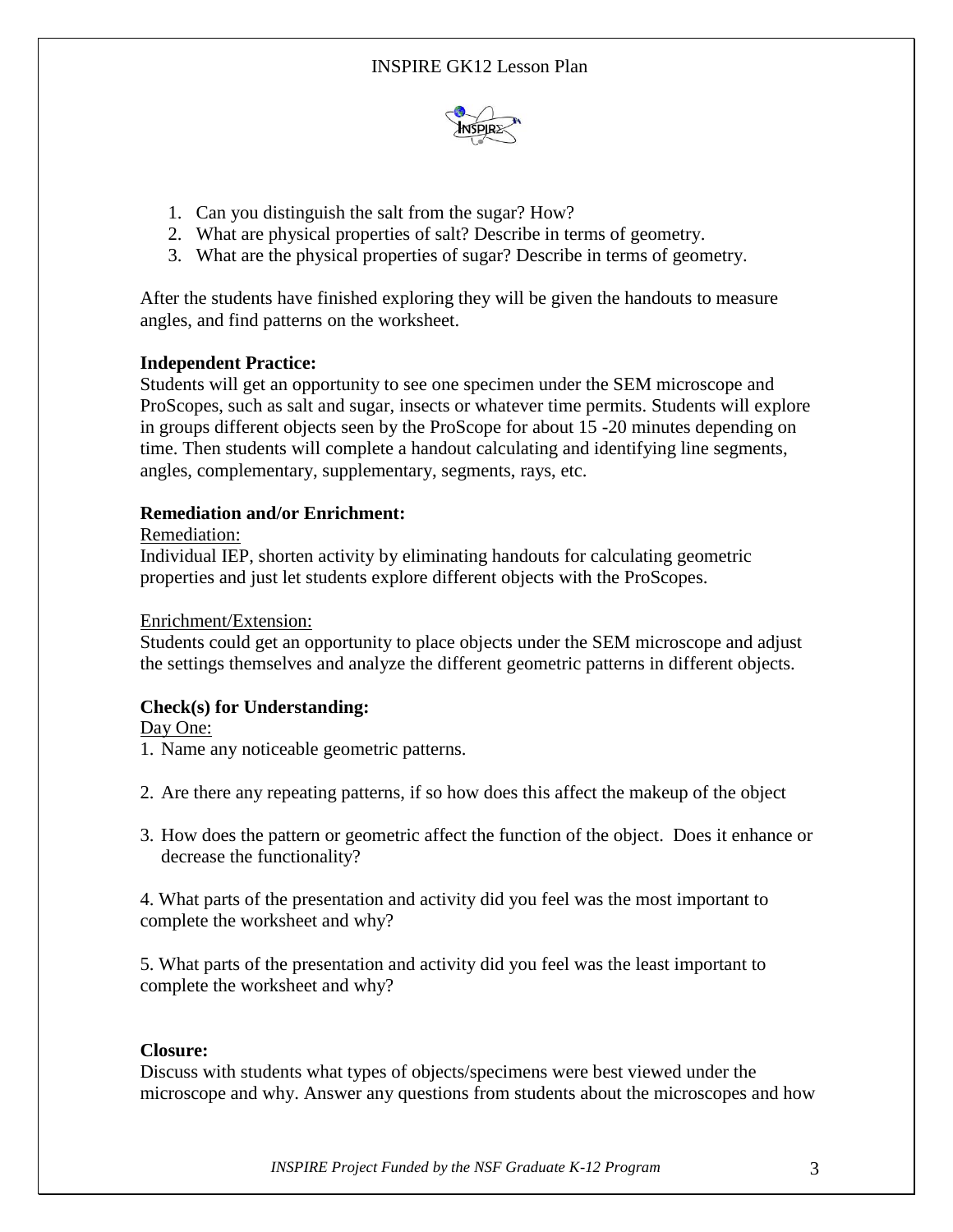1. Can you distinguish the salt from the sugar? How?
2. What are physical properties of salt? Describe in terms of geometry.
3. What are the physical properties of sugar? Describe in terms of geometry.

After the students have finished exploring they will be given the handouts to measure angles, and find patterns on the worksheet.

**Independent Practice:**
Students will get an opportunity to see one specimen under the SEM microscope and ProScopes, such as salt and sugar, insects or whatever time permits. Students will explore in groups different objects seen by the ProScope for about 15 -20 minutes depending on time. Then students will complete a handout calculating and identifying line segments, angles, complementary, supplementary, segments, rays, etc.

**Remediation and/or Enrichment:**

Remediation:

Individual IEP, shorten activity by eliminating handouts for calculating geometric properties and just let students explore different objects with the ProScopes.

Enrichment/Extension:

Students could get an opportunity to place objects under the SEM microscope and adjust the settings themselves and analyze the different geometric patterns in different objects.

**Check(s) for Understanding:**

Day One:

1. Name any noticeable geometric patterns.

2. Are there any repeating patterns, if so how does this affect the makeup of the object

3. How does the pattern or geometric affect the function of the object. Does it enhance or decrease the functionality?

4. What parts of the presentation and activity did you feel was the most important to complete the worksheet and why?

5. What parts of the presentation and activity did you feel was the least important to complete the worksheet and why?

**Closure:**
Discuss with students what types of objects/specimens were best viewed under the microscope and why. Answer any questions from students about the microscopes and how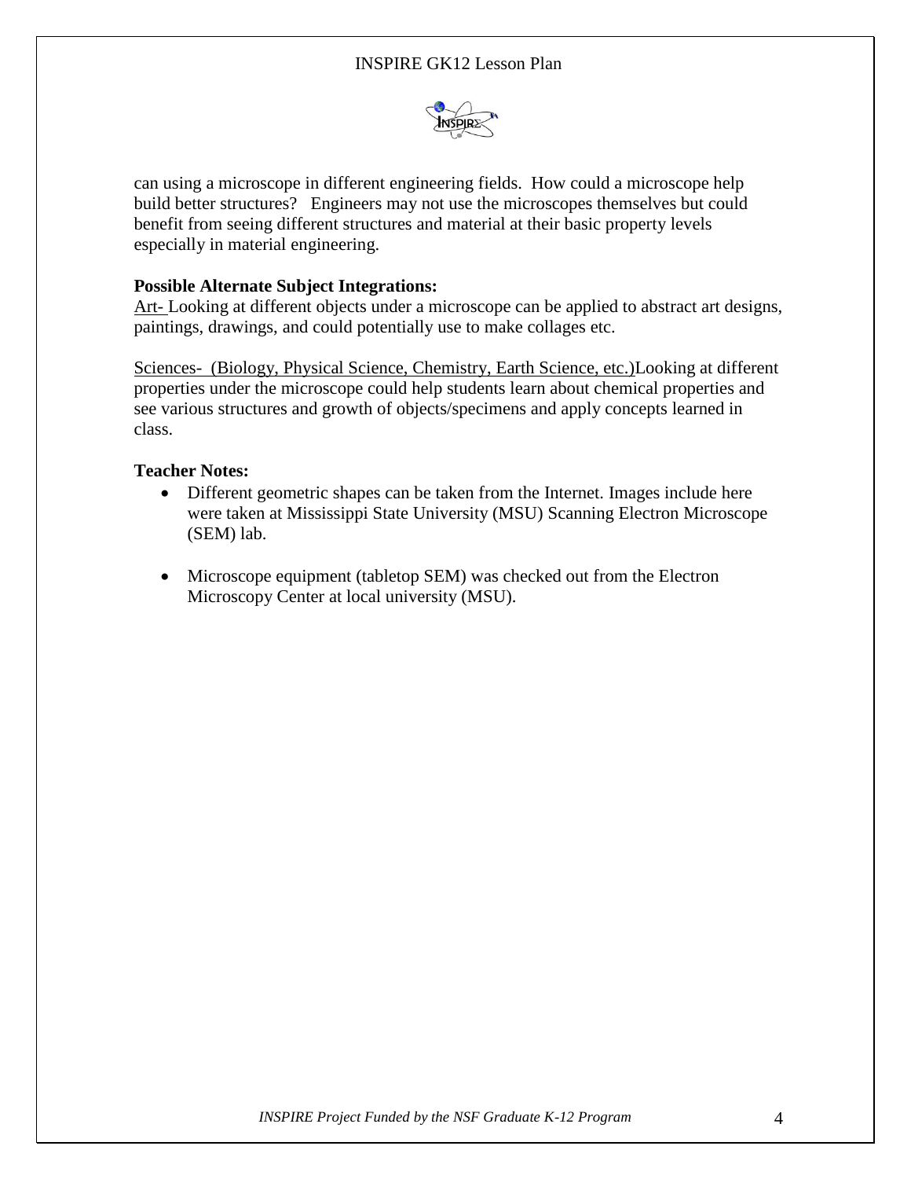can using a microscope in different engineering fields. How could a microscope help build better structures? Engineers may not use the microscopes themselves but could benefit from seeing different structures and material at their basic property levels especially in material engineering.

**Possible Alternate Subject Integrations:**

Art- Looking at different objects under a microscope can be applied to abstract art designs, paintings, drawings, and could potentially use to make collages etc.

Sciences- (Biology, Physical Science, Chemistry, Earth Science, etc.)Looking at different properties under the microscope could help students learn about chemical properties and see various structures and growth of objects/specimens and apply concepts learned in class.

**Teacher Notes:**

- Different geometric shapes can be taken from the Internet. Images include here were taken at Mississippi State University (MSU) Scanning Electron Microscope (SEM) lab.
- Microscope equipment (tabletop SEM) was checked out from the Electron Microscopy Center at local university (MSU).